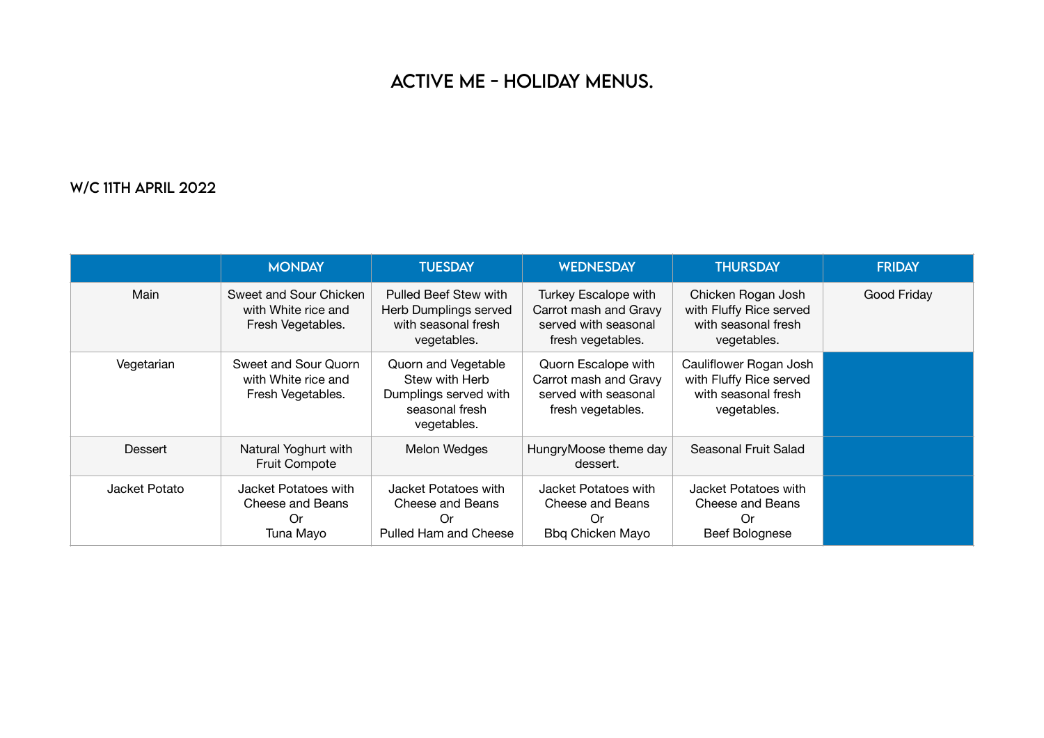# ACTIVE ME - HOLIDAY MENUS.

## W/C 11TH APRIL 2022

| | MONDAY | TUESDAY | WEDNESDAY | THURSDAY | FRIDAY |
|---|---|---|---|---|---|
| Main | Sweet and Sour Chicken with White rice and Fresh Vegetables. | Pulled Beef Stew with Herb Dumplings served with seasonal fresh vegetables. | Turkey Escalope with Carrot mash and Gravy served with seasonal fresh vegetables. | Chicken Rogan Josh with Fluffy Rice served with seasonal fresh vegetables. | Good Friday |
| Vegetarian | Sweet and Sour Quorn with White rice and Fresh Vegetables. | Quorn and Vegetable Stew with Herb Dumplings served with seasonal fresh vegetables. | Quorn Escalope with Carrot mash and Gravy served with seasonal fresh vegetables. | Cauliflower Rogan Josh with Fluffy Rice served with seasonal fresh vegetables. | |
| Dessert | Natural Yoghurt with Fruit Compote | Melon Wedges | HungryMoose theme day dessert. | Seasonal Fruit Salad | |
| Jacket Potato | Jacket Potatoes with Cheese and Beans Or Tuna Mayo | Jacket Potatoes with Cheese and Beans Or Pulled Ham and Cheese | Jacket Potatoes with Cheese and Beans Or Bbq Chicken Mayo | Jacket Potatoes with Cheese and Beans Or Beef Bolognese | |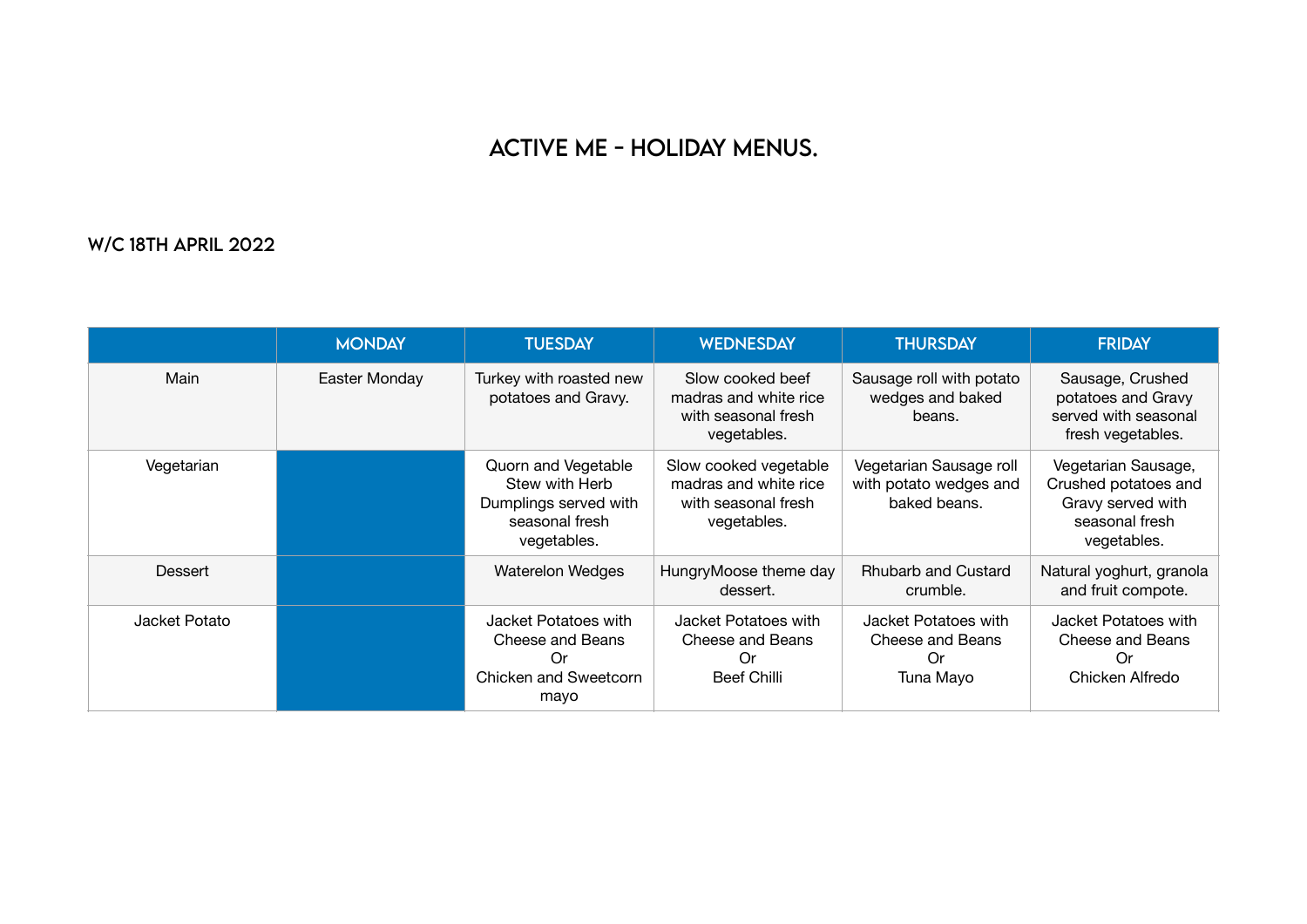# ACTIVE ME - HOLIDAY MENUS.

## W/C 18TH APRIL 2022

| | MONDAY | TUESDAY | WEDNESDAY | THURSDAY | FRIDAY |
|---|---|---|---|---|---|
| Main | Easter Monday | Turkey with roasted new potatoes and Gravy. | Slow cooked beef madras and white rice with seasonal fresh vegetables. | Sausage roll with potato wedges and baked beans. | Sausage, Crushed potatoes and Gravy served with seasonal fresh vegetables. |
| Vegetarian | | Quorn and Vegetable Stew with Herb Dumplings served with seasonal fresh vegetables. | Slow cooked vegetable madras and white rice with seasonal fresh vegetables. | Vegetarian Sausage roll with potato wedges and baked beans. | Vegetarian Sausage, Crushed potatoes and Gravy served with seasonal fresh vegetables. |
| Dessert | | Waterelon Wedges | HungryMoose theme day dessert. | Rhubarb and Custard crumble. | Natural yoghurt, granola and fruit compote. |
| Jacket Potato | | Jacket Potatoes with Cheese and Beans Or Chicken and Sweetcorn mayo | Jacket Potatoes with Cheese and Beans Or Beef Chilli | Jacket Potatoes with Cheese and Beans Or Tuna Mayo | Jacket Potatoes with Cheese and Beans Or Chicken Alfredo |